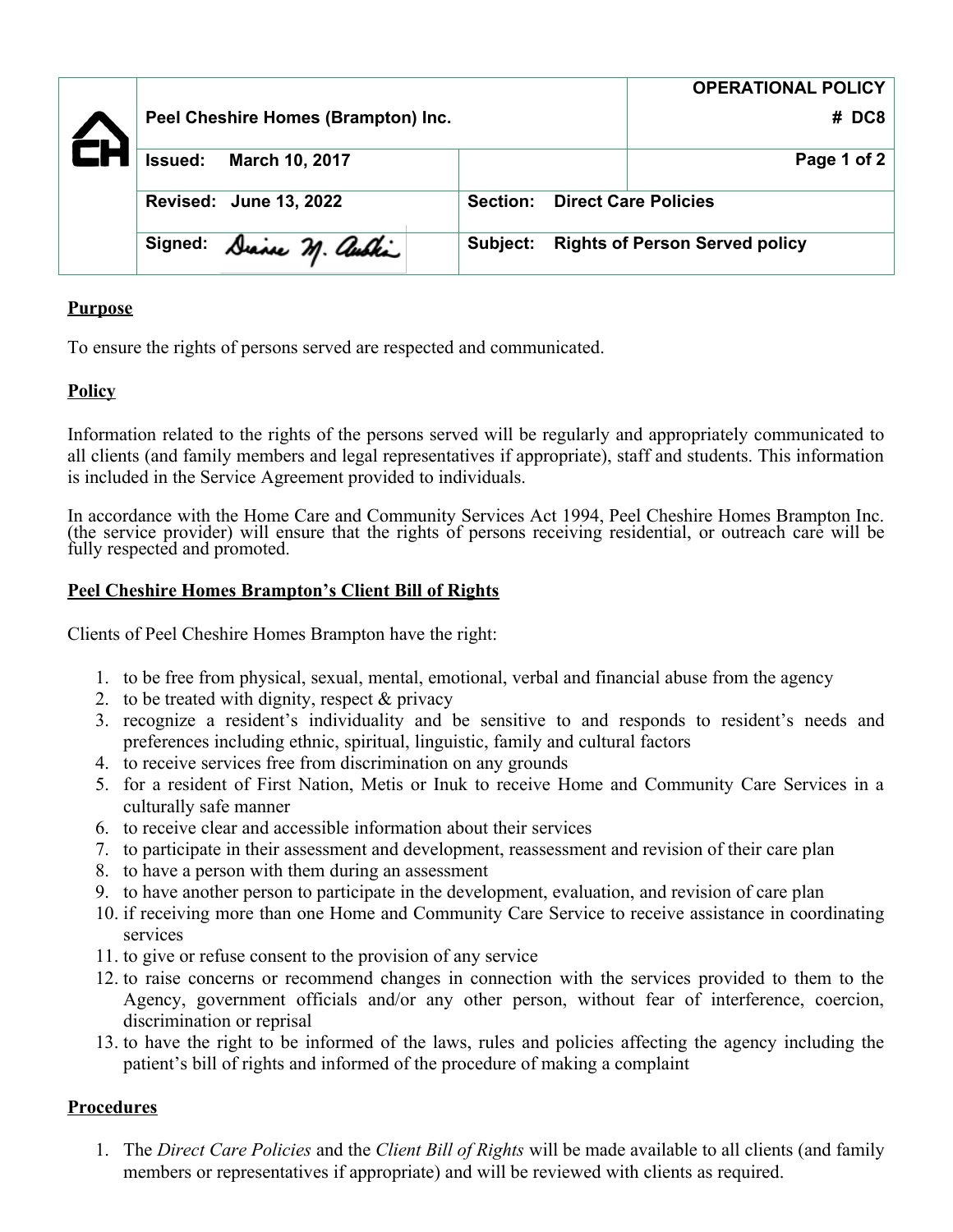| | Peel Cheshire Homes (Brampton) Inc. | | OPERATIONAL POLICY # DC8 |
|---|---|---|---|
| | Issued: March 10, 2017 | | |
| | Revised: June 13, 2022 | Section: Direct Care Policies | |
| | Signed: | Subject: Rights of Person Served policy | |

**Purpose**

To ensure the rights of persons served are respected and communicated.

**Policy**

Information related to the rights of the persons served will be regularly and appropriately communicated to all clients (and family members and legal representatives if appropriate), staff and students. This information is included in the Service Agreement provided to individuals.

In accordance with the Home Care and Community Services Act 1994, Peel Cheshire Homes Brampton Inc. (the service provider) will ensure that the rights of persons receiving residential, or outreach care will be fully respected and promoted.

**Peel Cheshire Homes Brampton's Client Bill of Rights**

Clients of Peel Cheshire Homes Brampton have the right:

1. to be free from physical, sexual, mental, emotional, verbal and financial abuse from the agency
2. to be treated with dignity, respect & privacy
3. recognize a resident's individuality and be sensitive to and responds to resident's needs and preferences including ethnic, spiritual, linguistic, family and cultural factors
4. to receive services free from discrimination on any grounds
5. for a resident of First Nation, Metis or Inuk to receive Home and Community Care Services in a culturally safe manner
6. to receive clear and accessible information about their services
7. to participate in their assessment and development, reassessment and revision of their care plan
8. to have a person with them during an assessment
9. to have another person to participate in the development, evaluation, and revision of care plan
10. if receiving more than one Home and Community Care Service to receive assistance in coordinating services
11. to give or refuse consent to the provision of any service
12. to raise concerns or recommend changes in connection with the services provided to them to the Agency, government officials and/or any other person, without fear of interference, coercion, discrimination or reprisal
13. to have the right to be informed of the laws, rules and policies affecting the agency including the patient's bill of rights and informed of the procedure of making a complaint

**Procedures**

1. The *Direct Care Policies* and the *Client Bill of Rights* will be made available to all clients (and family members or representatives if appropriate) and will be reviewed with clients as required.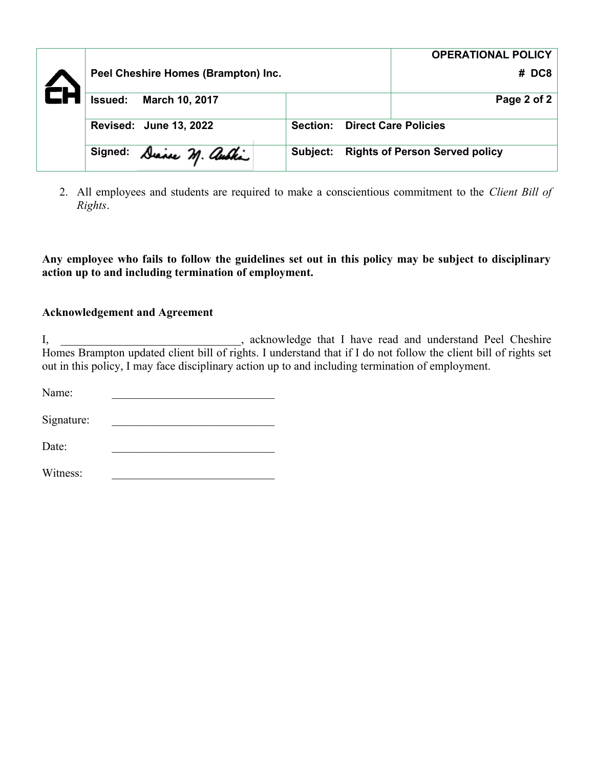2. All employees and students are required to make a conscientious commitment to the *Client Bill of Rights*.

**Any employee who fails to follow the guidelines set out in this policy may be subject to disciplinary action up to and including termination of employment.**

**Acknowledgement and Agreement**

I, _______________________________, acknowledge that I have read and understand Peel Cheshire Homes Brampton updated client bill of rights. I understand that if I do not follow the client bill of rights set out in this policy, I may face disciplinary action up to and including termination of employment.

Name: ____________________________

Signature: ____________________________

Date: ____________________________

Witness: ____________________________